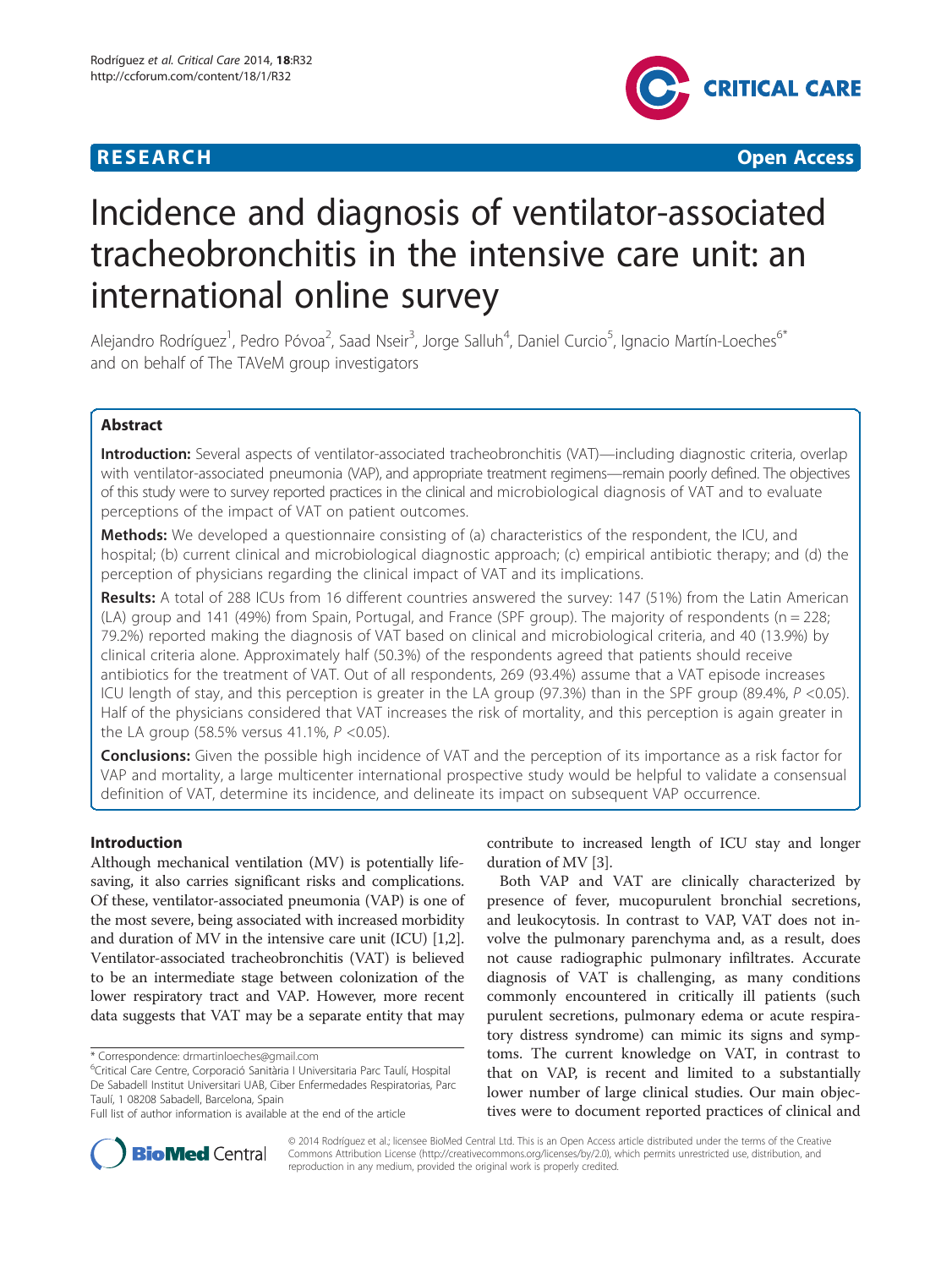# Incidence and diagnosis of ventilator-associated tracheobronchitis in the intensive care unit: an international online survey

Alejandro Rodríguez[1], Pedro Póvoa[2], Saad Nseir[3], Jorge Salluh[4], Daniel Curcio[5], Ignacio Martín-Loeches[6*] and on behalf of The TAVeM group investigators

## Abstract

**Introduction:** Several aspects of ventilator-associated tracheobronchitis (VAT)—including diagnostic criteria, overlap with ventilator-associated pneumonia (VAP), and appropriate treatment regimens—remain poorly defined. The objectives of this study were to survey reported practices in the clinical and microbiological diagnosis of VAT and to evaluate perceptions of the impact of VAT on patient outcomes.

**Methods:** We developed a questionnaire consisting of (a) characteristics of the respondent, the ICU, and hospital; (b) current clinical and microbiological diagnostic approach; (c) empirical antibiotic therapy; and (d) the perception of physicians regarding the clinical impact of VAT and its implications.

**Results:** A total of 288 ICUs from 16 different countries answered the survey: 147 (51%) from the Latin American (LA) group and 141 (49%) from Spain, Portugal, and France (SPF group). The majority of respondents (n = 228; 79.2%) reported making the diagnosis of VAT based on clinical and microbiological criteria, and 40 (13.9%) by clinical criteria alone. Approximately half (50.3%) of the respondents agreed that patients should receive antibiotics for the treatment of VAT. Out of all respondents, 269 (93.4%) assume that a VAT episode increases ICU length of stay, and this perception is greater in the LA group (97.3%) than in the SPF group (89.4%, $P < 0.05$). Half of the physicians considered that VAT increases the risk of mortality, and this perception is again greater in the LA group (58.5% versus 41.1%, $P < 0.05$).

**Conclusions:** Given the possible high incidence of VAT and the perception of its importance as a risk factor for VAP and mortality, a large multicenter international prospective study would be helpful to validate a consensual definition of VAT, determine its incidence, and delineate its impact on subsequent VAP occurrence.

## Introduction

Although mechanical ventilation (MV) is potentially lifesaving, it also carries significant risks and complications. Of these, ventilator-associated pneumonia (VAP) is one of the most severe, being associated with increased morbidity and duration of MV in the intensive care unit (ICU) [1,2]. Ventilator-associated tracheobronchitis (VAT) is believed to be an intermediate stage between colonization of the lower respiratory tract and VAP. However, more recent data suggests that VAT may be a separate entity that may contribute to increased length of ICU stay and longer duration of MV [3].

Both VAP and VAT are clinically characterized by presence of fever, mucopurulent bronchial secretions, and leukocytosis. In contrast to VAP, VAT does not involve the pulmonary parenchyma and, as a result, does not cause radiographic pulmonary infiltrates. Accurate diagnosis of VAT is challenging, as many conditions commonly encountered in critically ill patients (such purulent secretions, pulmonary edema or acute respiratory distress syndrome) can mimic its signs and symptoms. The current knowledge on VAT, in contrast to that on VAP, is recent and limited to a substantially lower number of large clinical studies. Our main objectives were to document reported practices of clinical and

\* Correspondence: drmartinloeches@gmail.com

[6]Critical Care Centre, Corporació Sanitària I Universitaria Parc Taulí, Hospital De Sabadell Institut Universitari UAB, Ciber Enfermedades Respiratorias, Parc Taulí, 1 08208 Sabadell, Barcelona, Spain

Full list of author information is available at the end of the article

© 2014 Rodríguez et al.; licensee BioMed Central Ltd. This is an Open Access article distributed under the terms of the Creative Commons Attribution License (http://creativecommons.org/licenses/by/2.0), which permits unrestricted use, distribution, and reproduction in any medium, provided the original work is properly credited.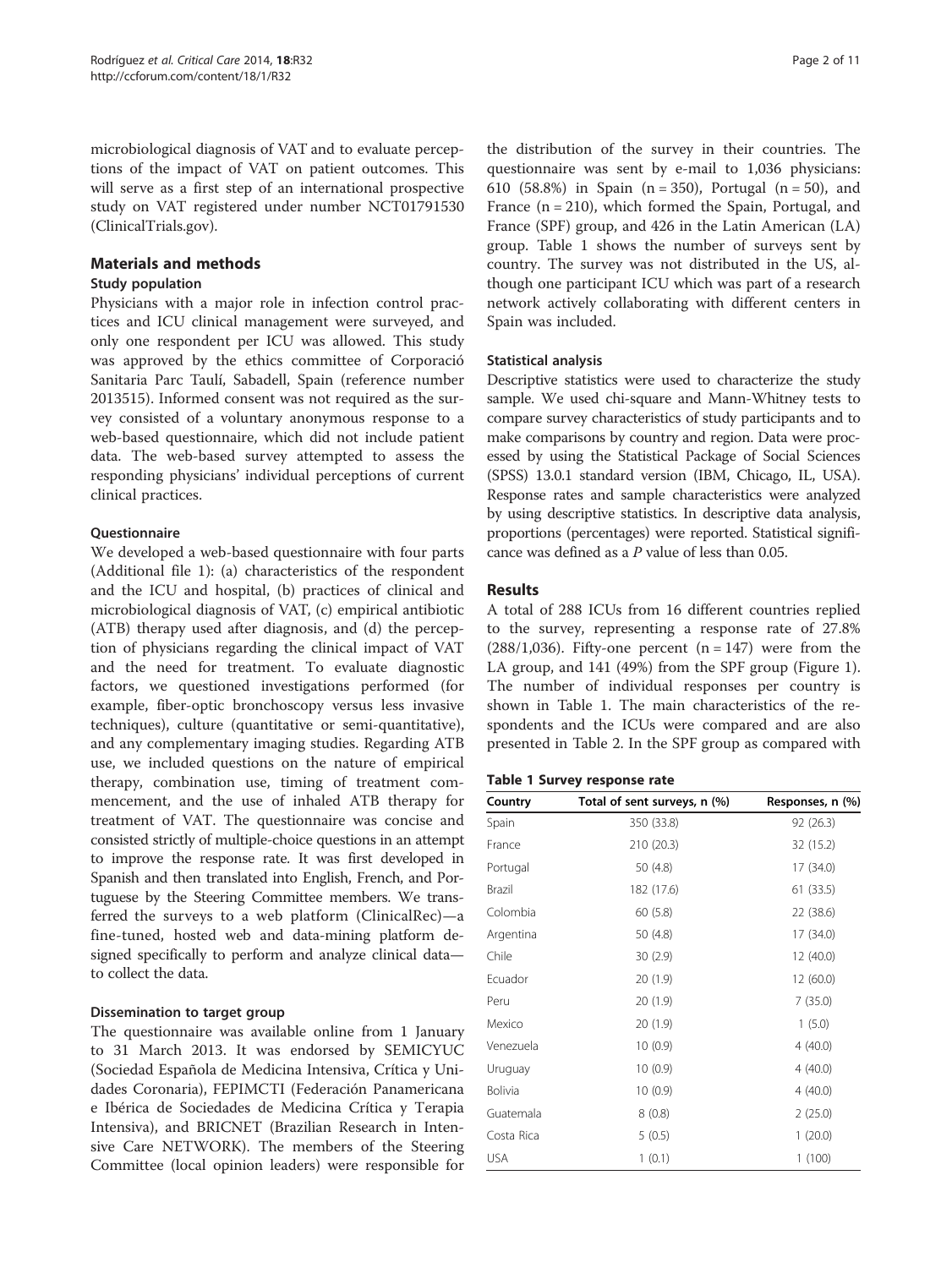microbiological diagnosis of VAT and to evaluate perceptions of the impact of VAT on patient outcomes. This will serve as a first step of an international prospective study on VAT registered under number NCT01791530 (ClinicalTrials.gov).

## Materials and methods

### Study population

Physicians with a major role in infection control practices and ICU clinical management were surveyed, and only one respondent per ICU was allowed. This study was approved by the ethics committee of Corporació Sanitaria Parc Taulí, Sabadell, Spain (reference number 2013515). Informed consent was not required as the survey consisted of a voluntary anonymous response to a web-based questionnaire, which did not include patient data. The web-based survey attempted to assess the responding physicians' individual perceptions of current clinical practices.

#### Questionnaire

We developed a web-based questionnaire with four parts (Additional file 1): (a) characteristics of the respondent and the ICU and hospital, (b) practices of clinical and microbiological diagnosis of VAT, (c) empirical antibiotic (ATB) therapy used after diagnosis, and (d) the perception of physicians regarding the clinical impact of VAT and the need for treatment. To evaluate diagnostic factors, we questioned investigations performed (for example, fiber-optic bronchoscopy versus less invasive techniques), culture (quantitative or semi-quantitative), and any complementary imaging studies. Regarding ATB use, we included questions on the nature of empirical therapy, combination use, timing of treatment commencement, and the use of inhaled ATB therapy for treatment of VAT. The questionnaire was concise and consisted strictly of multiple-choice questions in an attempt to improve the response rate. It was first developed in Spanish and then translated into English, French, and Portuguese by the Steering Committee members. We transferred the surveys to a web platform (ClinicalRec)—a fine-tuned, hosted web and data-mining platform designed specifically to perform and analyze clinical data—to collect the data.

#### Dissemination to target group

The questionnaire was available online from 1 January to 31 March 2013. It was endorsed by SEMICYUC (Sociedad Española de Medicina Intensiva, Crítica y Unidades Coronaria), FEPIMCTI (Federación Panamericana e Ibérica de Sociedades de Medicina Crítica y Terapia Intensiva), and BRICNET (Brazilian Research in Intensive Care NETWORK). The members of the Steering Committee (local opinion leaders) were responsible for the distribution of the survey in their countries. The questionnaire was sent by e-mail to 1,036 physicians: 610 (58.8%) in Spain (n = 350), Portugal (n = 50), and France (n = 210), which formed the Spain, Portugal, and France (SPF) group, and 426 in the Latin American (LA) group. Table 1 shows the number of surveys sent by country. The survey was not distributed in the US, although one participant ICU which was part of a research network actively collaborating with different centers in Spain was included.

#### Statistical analysis

Descriptive statistics were used to characterize the study sample. We used chi-square and Mann-Whitney tests to compare survey characteristics of study participants and to make comparisons by country and region. Data were processed by using the Statistical Package of Social Sciences (SPSS) 13.0.1 standard version (IBM, Chicago, IL, USA). Response rates and sample characteristics were analyzed by using descriptive statistics. In descriptive data analysis, proportions (percentages) were reported. Statistical significance was defined as a *P* value of less than 0.05.

## Results

A total of 288 ICUs from 16 different countries replied to the survey, representing a response rate of 27.8% (288/1,036). Fifty-one percent (n = 147) were from the LA group, and 141 (49%) from the SPF group (Figure 1). The number of individual responses per country is shown in Table 1. The main characteristics of the respondents and the ICUs were compared and are also presented in Table 2. In the SPF group as compared with

**Table 1 Survey response rate**

| Country | Total of sent surveys, n (%) | Responses, n (%) |
|---|---|---|
| Spain | 350 (33.8) | 92 (26.3) |
| France | 210 (20.3) | 32 (15.2) |
| Portugal | 50 (4.8) | 17 (34.0) |
| Brazil | 182 (17.6) | 61 (33.5) |
| Colombia | 60 (5.8) | 22 (38.6) |
| Argentina | 50 (4.8) | 17 (34.0) |
| Chile | 30 (2.9) | 12 (40.0) |
| Ecuador | 20 (1.9) | 12 (60.0) |
| Peru | 20 (1.9) | 7 (35.0) |
| Mexico | 20 (1.9) | 1 (5.0) |
| Venezuela | 10 (0.9) | 4 (40.0) |
| Uruguay | 10 (0.9) | 4 (40.0) |
| Bolivia | 10 (0.9) | 4 (40.0) |
| Guatemala | 8 (0.8) | 2 (25.0) |
| Costa Rica | 5 (0.5) | 1 (20.0) |
| USA | 1 (0.1) | 1 (100) |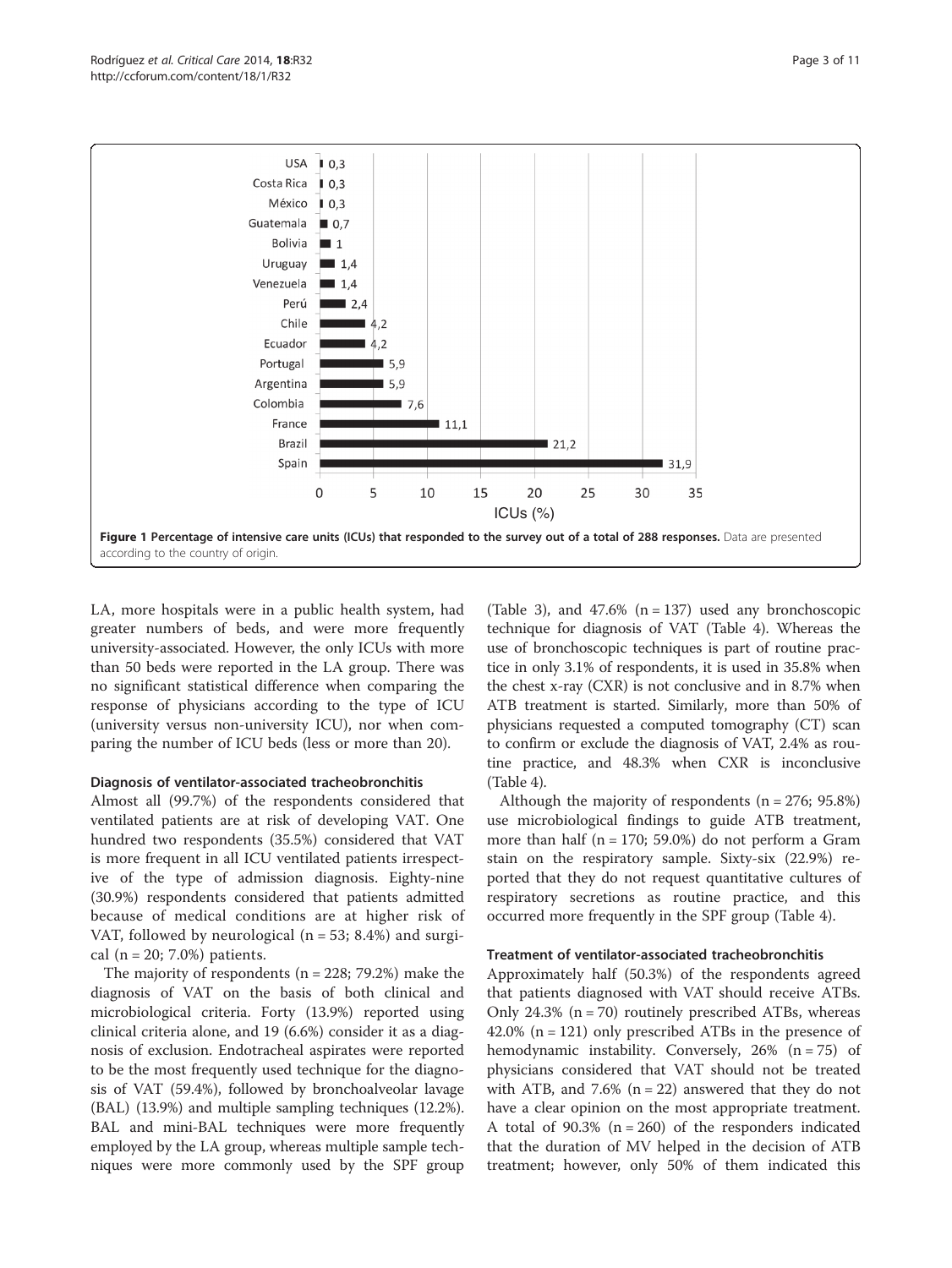**Figure 1 Percentage of intensive care units (ICUs) that responded to the survey out of a total of 288 responses.** Data are presented according to the country of origin.

LA, more hospitals were in a public health system, had greater numbers of beds, and were more frequently university-associated. However, the only ICUs with more than 50 beds were reported in the LA group. There was no significant statistical difference when comparing the response of physicians according to the type of ICU (university versus non-university ICU), nor when comparing the number of ICU beds (less or more than 20).

#### Diagnosis of ventilator-associated tracheobronchitis

Almost all (99.7%) of the respondents considered that ventilated patients are at risk of developing VAT. One hundred two respondents (35.5%) considered that VAT is more frequent in all ICU ventilated patients irrespective of the type of admission diagnosis. Eighty-nine (30.9%) respondents considered that patients admitted because of medical conditions are at higher risk of VAT, followed by neurological (n = 53; 8.4%) and surgical (n = 20; 7.0%) patients.

The majority of respondents (n = 228; 79.2%) make the diagnosis of VAT on the basis of both clinical and microbiological criteria. Forty (13.9%) reported using clinical criteria alone, and 19 (6.6%) consider it as a diagnosis of exclusion. Endotracheal aspirates were reported to be the most frequently used technique for the diagnosis of VAT (59.4%), followed by bronchoalveolar lavage (BAL) (13.9%) and multiple sampling techniques (12.2%). BAL and mini-BAL techniques were more frequently employed by the LA group, whereas multiple sample techniques were more commonly used by the SPF group (Table 3), and 47.6% (n = 137) used any bronchoscopic technique for diagnosis of VAT (Table 4). Whereas the use of bronchoscopic techniques is part of routine practice in only 3.1% of respondents, it is used in 35.8% when the chest x-ray (CXR) is not conclusive and in 8.7% when ATB treatment is started. Similarly, more than 50% of physicians requested a computed tomography (CT) scan to confirm or exclude the diagnosis of VAT, 2.4% as routine practice, and 48.3% when CXR is inconclusive (Table 4).

Although the majority of respondents (n = 276; 95.8%) use microbiological findings to guide ATB treatment, more than half (n = 170; 59.0%) do not perform a Gram stain on the respiratory sample. Sixty-six (22.9%) reported that they do not request quantitative cultures of respiratory secretions as routine practice, and this occurred more frequently in the SPF group (Table 4).

#### Treatment of ventilator-associated tracheobronchitis

Approximately half (50.3%) of the respondents agreed that patients diagnosed with VAT should receive ATBs. Only 24.3% (n = 70) routinely prescribed ATBs, whereas 42.0% (n = 121) only prescribed ATBs in the presence of hemodynamic instability. Conversely, 26% (n = 75) of physicians considered that VAT should not be treated with ATB, and 7.6% (n = 22) answered that they do not have a clear opinion on the most appropriate treatment. A total of 90.3% (n = 260) of the responders indicated that the duration of MV helped in the decision of ATB treatment; however, only 50% of them indicated this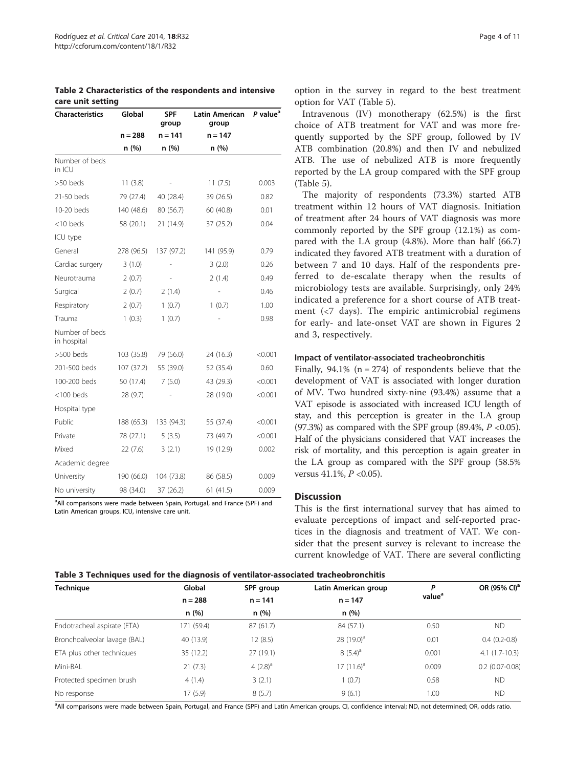**Table 2 Characteristics of the respondents and intensive care unit setting**

| Characteristics | Global | SPF group | Latin American group | P value[a] |
|---|---|---|---|---|
| | n = 288 | n = 141 | n = 147 | |
| | n (%) | n (%) | n (%) | |
| Number of beds in ICU | | | | |
| >50 beds | 11 (3.8) | - | 11 (7.5) | 0.003 |
| 21-50 beds | 79 (27.4) | 40 (28.4) | 39 (26.5) | 0.82 |
| 10-20 beds | 140 (48.6) | 80 (56.7) | 60 (40.8) | 0.01 |
| <10 beds | 58 (20.1) | 21 (14.9) | 37 (25.2) | 0.04 |
| ICU type | | | | |
| General | 278 (96.5) | 137 (97.2) | 141 (95.9) | 0.79 |
| Cardiac surgery | 3 (1.0) | - | 3 (2.0) | 0.26 |
| Neurotrauma | 2 (0.7) | - | 2 (1.4) | 0.49 |
| Surgical | 2 (0.7) | 2 (1.4) | - | 0.46 |
| Respiratory | 2 (0.7) | 1 (0.7) | 1 (0.7) | 1.00 |
| Trauma | 1 (0.3) | 1 (0.7) | - | 0.98 |
| Number of beds in hospital | | | | |
| >500 beds | 103 (35.8) | 79 (56.0) | 24 (16.3) | <0.001 |
| 201-500 beds | 107 (37.2) | 55 (39.0) | 52 (35.4) | 0.60 |
| 100-200 beds | 50 (17.4) | 7 (5.0) | 43 (29.3) | <0.001 |
| <100 beds | 28 (9.7) | - | 28 (19.0) | <0.001 |
| Hospital type | | | | |
| Public | 188 (65.3) | 133 (94.3) | 55 (37.4) | <0.001 |
| Private | 78 (27.1) | 5 (3.5) | 73 (49.7) | <0.001 |
| Mixed | 22 (7.6) | 3 (2.1) | 19 (12.9) | 0.002 |
| Academic degree | | | | |
| University | 190 (66.0) | 104 (73.8) | 86 (58.5) | 0.009 |
| No university | 98 (34.0) | 37 (26.2) | 61 (41.5) | 0.009 |

[a]All comparisons were made between Spain, Portugal, and France (SPF) and Latin American groups. ICU, intensive care unit.

option in the survey in regard to the best treatment option for VAT (Table 5).

Intravenous (IV) monotherapy (62.5%) is the first choice of ATB treatment for VAT and was more frequently supported by the SPF group, followed by IV ATB combination (20.8%) and then IV and nebulized ATB. The use of nebulized ATB is more frequently reported by the LA group compared with the SPF group (Table 5).

The majority of respondents (73.3%) started ATB treatment within 12 hours of VAT diagnosis. Initiation of treatment after 24 hours of VAT diagnosis was more commonly reported by the SPF group (12.1%) as compared with the LA group (4.8%). More than half (66.7) indicated they favored ATB treatment with a duration of between 7 and 10 days. Half of the respondents preferred to de-escalate therapy when the results of microbiology tests are available. Surprisingly, only 24% indicated a preference for a short course of ATB treatment (<7 days). The empiric antimicrobial regimens for early- and late-onset VAT are shown in Figures 2 and 3, respectively.

### Impact of ventilator-associated tracheobronchitis

Finally, 94.1% (n = 274) of respondents believe that the development of VAT is associated with longer duration of MV. Two hundred sixty-nine (93.4%) assume that a VAT episode is associated with increased ICU length of stay, and this perception is greater in the LA group (97.3%) as compared with the SPF group (89.4%, $P$ <0.05). Half of the physicians considered that VAT increases the risk of mortality, and this perception is again greater in the LA group as compared with the SPF group (58.5% versus 41.1%, $P$ <0.05).

## Discussion

This is the first international survey that has aimed to evaluate perceptions of impact and self-reported practices in the diagnosis and treatment of VAT. We consider that the present survey is relevant to increase the current knowledge of VAT. There are several conflicting

**Table 3 Techniques used for the diagnosis of ventilator-associated tracheobronchitis**

| Technique | Global | SPF group | Latin American group | P value[a] | OR (95% CI)[a] |
|---|---|---|---|---|---|
| | n = 288 | n = 141 | n = 147 | | |
| | n (%) | n (%) | n (%) | | |
| Endotracheal aspirate (ETA) | 171 (59.4) | 87 (61.7) | 84 (57.1) | 0.50 | ND |
| Bronchoalveolar lavage (BAL) | 40 (13.9) | 12 (8.5) | 28 (19.0)[a] | 0.01 | 0.4 (0.2-0.8) |
| ETA plus other techniques | 35 (12.2) | 27 (19.1) | 8 (5.4)[a] | 0.001 | 4.1 (1.7-10.3) |
| Mini-BAL | 21 (7.3) | 4 (2.8)[a] | 17 (11.6)[a] | 0.009 | 0.2 (0.07-0.08) |
| Protected specimen brush | 4 (1.4) | 3 (2.1) | 1 (0.7) | 0.58 | ND |
| No response | 17 (5.9) | 8 (5.7) | 9 (6.1) | 1.00 | ND |

[a]All comparisons were made between Spain, Portugal, and France (SPF) and Latin American groups. CI, confidence interval; ND, not determined; OR, odds ratio.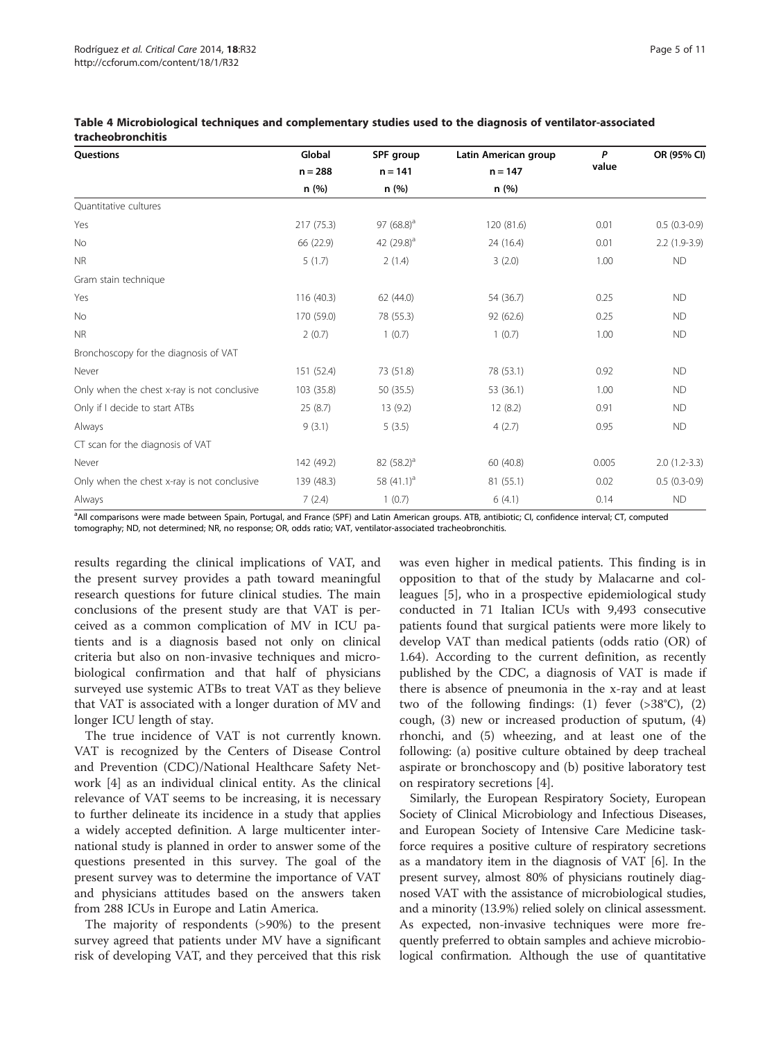**Table 4 Microbiological techniques and complementary studies used to the diagnosis of ventilator-associated tracheobronchitis**

| Questions | Global n = 288 n (%) | SPF group n = 141 n (%) | Latin American group n = 147 n (%) | P value | OR (95% CI) |
|---|---|---|---|---|---|
| Quantitative cultures | | | | | |
| Yes | 217 (75.3) | 97 (68.8)[a] | 120 (81.6) | 0.01 | 0.5 (0.3-0.9) |
| No | 66 (22.9) | 42 (29.8)[a] | 24 (16.4) | 0.01 | 2.2 (1.9-3.9) |
| NR | 5 (1.7) | 2 (1.4) | 3 (2.0) | 1.00 | ND |
| Gram stain technique | | | | | |
| Yes | 116 (40.3) | 62 (44.0) | 54 (36.7) | 0.25 | ND |
| No | 170 (59.0) | 78 (55.3) | 92 (62.6) | 0.25 | ND |
| NR | 2 (0.7) | 1 (0.7) | 1 (0.7) | 1.00 | ND |
| Bronchoscopy for the diagnosis of VAT | | | | | |
| Never | 151 (52.4) | 73 (51.8) | 78 (53.1) | 0.92 | ND |
| Only when the chest x-ray is not conclusive | 103 (35.8) | 50 (35.5) | 53 (36.1) | 1.00 | ND |
| Only if I decide to start ATBs | 25 (8.7) | 13 (9.2) | 12 (8.2) | 0.91 | ND |
| Always | 9 (3.1) | 5 (3.5) | 4 (2.7) | 0.95 | ND |
| CT scan for the diagnosis of VAT | | | | | |
| Never | 142 (49.2) | 82 (58.2)[a] | 60 (40.8) | 0.005 | 2.0 (1.2-3.3) |
| Only when the chest x-ray is not conclusive | 139 (48.3) | 58 (41.1)[a] | 81 (55.1) | 0.02 | 0.5 (0.3-0.9) |
| Always | 7 (2.4) | 1 (0.7) | 6 (4.1) | 0.14 | ND |

[a]All comparisons were made between Spain, Portugal, and France (SPF) and Latin American groups. ATB, antibiotic; CI, confidence interval; CT, computed tomography; ND, not determined; NR, no response; OR, odds ratio; VAT, ventilator-associated tracheobronchitis.

results regarding the clinical implications of VAT, and the present survey provides a path toward meaningful research questions for future clinical studies. The main conclusions of the present study are that VAT is perceived as a common complication of MV in ICU patients and is a diagnosis based not only on clinical criteria but also on non-invasive techniques and microbiological confirmation and that half of physicians surveyed use systemic ATBs to treat VAT as they believe that VAT is associated with a longer duration of MV and longer ICU length of stay.

The true incidence of VAT is not currently known. VAT is recognized by the Centers of Disease Control and Prevention (CDC)/National Healthcare Safety Network [4] as an individual clinical entity. As the clinical relevance of VAT seems to be increasing, it is necessary to further delineate its incidence in a study that applies a widely accepted definition. A large multicenter international study is planned in order to answer some of the questions presented in this survey. The goal of the present survey was to determine the importance of VAT and physicians attitudes based on the answers taken from 288 ICUs in Europe and Latin America.

The majority of respondents (>90%) to the present survey agreed that patients under MV have a significant risk of developing VAT, and they perceived that this risk was even higher in medical patients. This finding is in opposition to that of the study by Malacarne and colleagues [5], who in a prospective epidemiological study conducted in 71 Italian ICUs with 9,493 consecutive patients found that surgical patients were more likely to develop VAT than medical patients (odds ratio (OR) of 1.64). According to the current definition, as recently published by the CDC, a diagnosis of VAT is made if there is absence of pneumonia in the x-ray and at least two of the following findings: (1) fever (>38°C), (2) cough, (3) new or increased production of sputum, (4) rhonchi, and (5) wheezing, and at least one of the following: (a) positive culture obtained by deep tracheal aspirate or bronchoscopy and (b) positive laboratory test on respiratory secretions [4].

Similarly, the European Respiratory Society, European Society of Clinical Microbiology and Infectious Diseases, and European Society of Intensive Care Medicine taskforce requires a positive culture of respiratory secretions as a mandatory item in the diagnosis of VAT [6]. In the present survey, almost 80% of physicians routinely diagnosed VAT with the assistance of microbiological studies, and a minority (13.9%) relied solely on clinical assessment. As expected, non-invasive techniques were more frequently preferred to obtain samples and achieve microbiological confirmation. Although the use of quantitative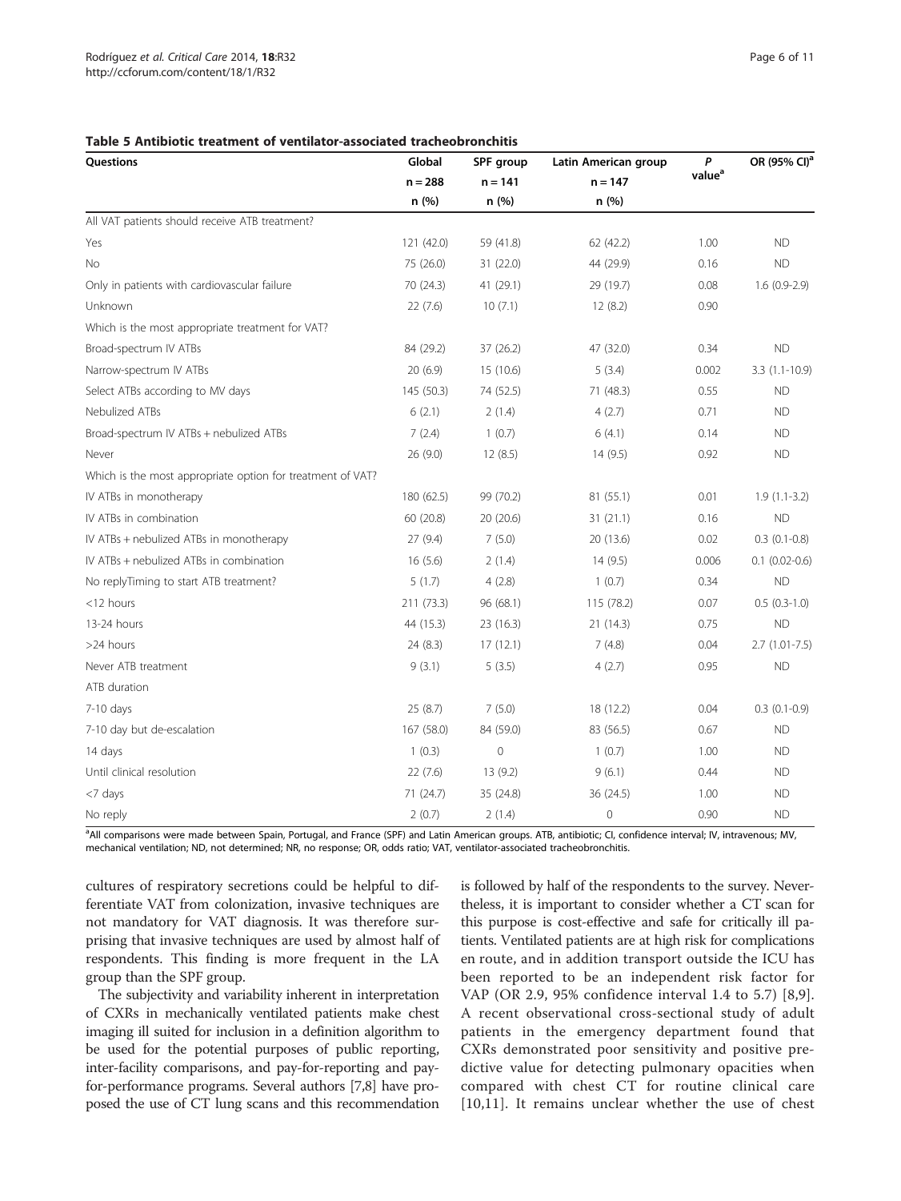**Table 5 Antibiotic treatment of ventilator-associated tracheobronchitis**

| Questions | Global n = 288 n (%) | SPF group n = 141 n (%) | Latin American group n = 147 n (%) | P value[a] | OR (95% CI)[a] |
|---|---|---|---|---|---|
| All VAT patients should receive ATB treatment? | | | | | |
| Yes | 121 (42.0) | 59 (41.8) | 62 (42.2) | 1.00 | ND |
| No | 75 (26.0) | 31 (22.0) | 44 (29.9) | 0.16 | ND |
| Only in patients with cardiovascular failure | 70 (24.3) | 41 (29.1) | 29 (19.7) | 0.08 | 1.6 (0.9-2.9) |
| Unknown | 22 (7.6) | 10 (7.1) | 12 (8.2) | 0.90 | |
| Which is the most appropriate treatment for VAT? | | | | | |
| Broad-spectrum IV ATBs | 84 (29.2) | 37 (26.2) | 47 (32.0) | 0.34 | ND |
| Narrow-spectrum IV ATBs | 20 (6.9) | 15 (10.6) | 5 (3.4) | 0.002 | 3.3 (1.1-10.9) |
| Select ATBs according to MV days | 145 (50.3) | 74 (52.5) | 71 (48.3) | 0.55 | ND |
| Nebulized ATBs | 6 (2.1) | 2 (1.4) | 4 (2.7) | 0.71 | ND |
| Broad-spectrum IV ATBs + nebulized ATBs | 7 (2.4) | 1 (0.7) | 6 (4.1) | 0.14 | ND |
| Never | 26 (9.0) | 12 (8.5) | 14 (9.5) | 0.92 | ND |
| Which is the most appropriate option for treatment of VAT? | | | | | |
| IV ATBs in monotherapy | 180 (62.5) | 99 (70.2) | 81 (55.1) | 0.01 | 1.9 (1.1-3.2) |
| IV ATBs in combination | 60 (20.8) | 20 (20.6) | 31 (21.1) | 0.16 | ND |
| IV ATBs + nebulized ATBs in monotherapy | 27 (9.4) | 7 (5.0) | 20 (13.6) | 0.02 | 0.3 (0.1-0.8) |
| IV ATBs + nebulized ATBs in combination | 16 (5.6) | 2 (1.4) | 14 (9.5) | 0.006 | 0.1 (0.02-0.6) |
| No replyTiming to start ATB treatment? | 5 (1.7) | 4 (2.8) | 1 (0.7) | 0.34 | ND |
| <12 hours | 211 (73.3) | 96 (68.1) | 115 (78.2) | 0.07 | 0.5 (0.3-1.0) |
| 13-24 hours | 44 (15.3) | 23 (16.3) | 21 (14.3) | 0.75 | ND |
| >24 hours | 24 (8.3) | 17 (12.1) | 7 (4.8) | 0.04 | 2.7 (1.01-7.5) |
| Never ATB treatment | 9 (3.1) | 5 (3.5) | 4 (2.7) | 0.95 | ND |
| ATB duration | | | | | |
| 7-10 days | 25 (8.7) | 7 (5.0) | 18 (12.2) | 0.04 | 0.3 (0.1-0.9) |
| 7-10 day but de-escalation | 167 (58.0) | 84 (59.0) | 83 (56.5) | 0.67 | ND |
| 14 days | 1 (0.3) | 0 | 1 (0.7) | 1.00 | ND |
| Until clinical resolution | 22 (7.6) | 13 (9.2) | 9 (6.1) | 0.44 | ND |
| <7 days | 71 (24.7) | 35 (24.8) | 36 (24.5) | 1.00 | ND |
| No reply | 2 (0.7) | 2 (1.4) | 0 | 0.90 | ND |

[a]All comparisons were made between Spain, Portugal, and France (SPF) and Latin American groups. ATB, antibiotic; CI, confidence interval; IV, intravenous; MV, mechanical ventilation; ND, not determined; NR, no response; OR, odds ratio; VAT, ventilator-associated tracheobronchitis.

cultures of respiratory secretions could be helpful to differentiate VAT from colonization, invasive techniques are not mandatory for VAT diagnosis. It was therefore surprising that invasive techniques are used by almost half of respondents. This finding is more frequent in the LA group than the SPF group.

The subjectivity and variability inherent in interpretation of CXRs in mechanically ventilated patients make chest imaging ill suited for inclusion in a definition algorithm to be used for the potential purposes of public reporting, inter-facility comparisons, and pay-for-reporting and pay-for-performance programs. Several authors [7,8] have proposed the use of CT lung scans and this recommendation is followed by half of the respondents to the survey. Nevertheless, it is important to consider whether a CT scan for this purpose is cost-effective and safe for critically ill patients. Ventilated patients are at high risk for complications en route, and in addition transport outside the ICU has been reported to be an independent risk factor for VAP (OR 2.9, 95% confidence interval 1.4 to 5.7) [8,9]. A recent observational cross-sectional study of adult patients in the emergency department found that CXRs demonstrated poor sensitivity and positive predictive value for detecting pulmonary opacities when compared with chest CT for routine clinical care [10,11]. It remains unclear whether the use of chest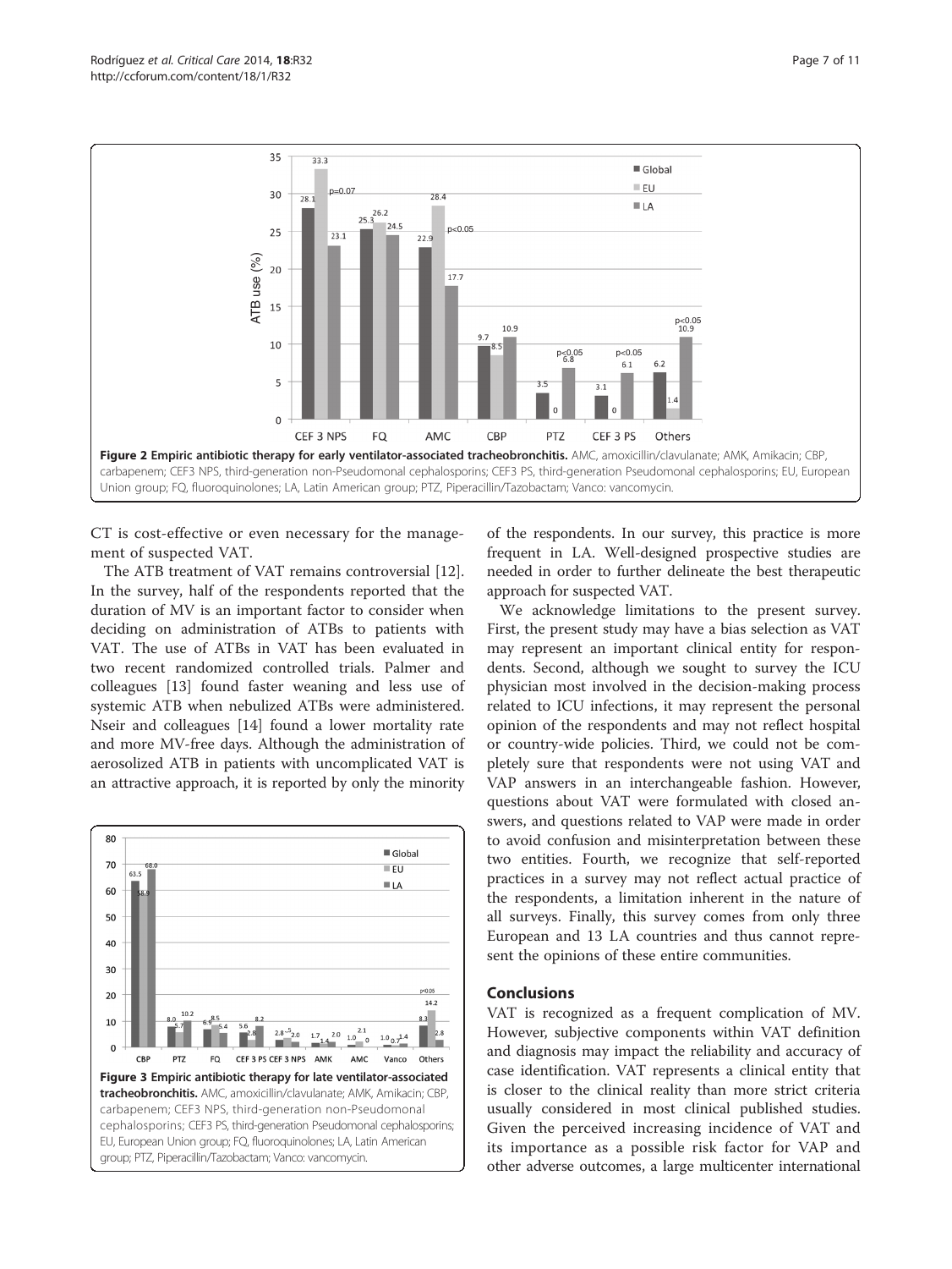**Figure 2 Empiric antibiotic therapy for early ventilator-associated tracheobronchitis.** AMC, amoxicillin/clavulanate; AMK, Amikacin; CBP, carbapenem; CEF3 NPS, third-generation non-Pseudomonal cephalosporins; CEF3 PS, third-generation Pseudomonal cephalosporins; EU, European Union group; FQ, fluoroquinolones; LA, Latin American group; PTZ, Piperacillin/Tazobactam; Vanco: vancomycin.

CT is cost-effective or even necessary for the management of suspected VAT.

The ATB treatment of VAT remains controversial [12]. In the survey, half of the respondents reported that the duration of MV is an important factor to consider when deciding on administration of ATBs to patients with VAT. The use of ATBs in VAT has been evaluated in two recent randomized controlled trials. Palmer and colleagues [13] found faster weaning and less use of systemic ATB when nebulized ATBs were administered. Nseir and colleagues [14] found a lower mortality rate and more MV-free days. Although the administration of aerosolized ATB in patients with uncomplicated VAT is an attractive approach, it is reported by only the minority of the respondents. In our survey, this practice is more frequent in LA. Well-designed prospective studies are needed in order to further delineate the best therapeutic approach for suspected VAT.

**Figure 3 Empiric antibiotic therapy for late ventilator-associated tracheobronchitis.** AMC, amoxicillin/clavulanate; AMK, Amikacin; CBP, carbapenem; CEF3 NPS, third-generation non-Pseudomonal cephalosporins; CEF3 PS, third-generation Pseudomonal cephalosporins; EU, European Union group; FQ, fluoroquinolones; LA, Latin American group; PTZ, Piperacillin/Tazobactam; Vanco: vancomycin.

We acknowledge limitations to the present survey. First, the present study may have a bias selection as VAT may represent an important clinical entity for respondents. Second, although we sought to survey the ICU physician most involved in the decision-making process related to ICU infections, it may represent the personal opinion of the respondents and may not reflect hospital or country-wide policies. Third, we could not be completely sure that respondents were not using VAT and VAP answers in an interchangeable fashion. However, questions about VAT were formulated with closed answers, and questions related to VAP were made in order to avoid confusion and misinterpretation between these two entities. Fourth, we recognize that self-reported practices in a survey may not reflect actual practice of the respondents, a limitation inherent in the nature of all surveys. Finally, this survey comes from only three European and 13 LA countries and thus cannot represent the opinions of these entire communities.

## Conclusions

VAT is recognized as a frequent complication of MV. However, subjective components within VAT definition and diagnosis may impact the reliability and accuracy of case identification. VAT represents a clinical entity that is closer to the clinical reality than more strict criteria usually considered in most clinical published studies. Given the perceived increasing incidence of VAT and its importance as a possible risk factor for VAP and other adverse outcomes, a large multicenter international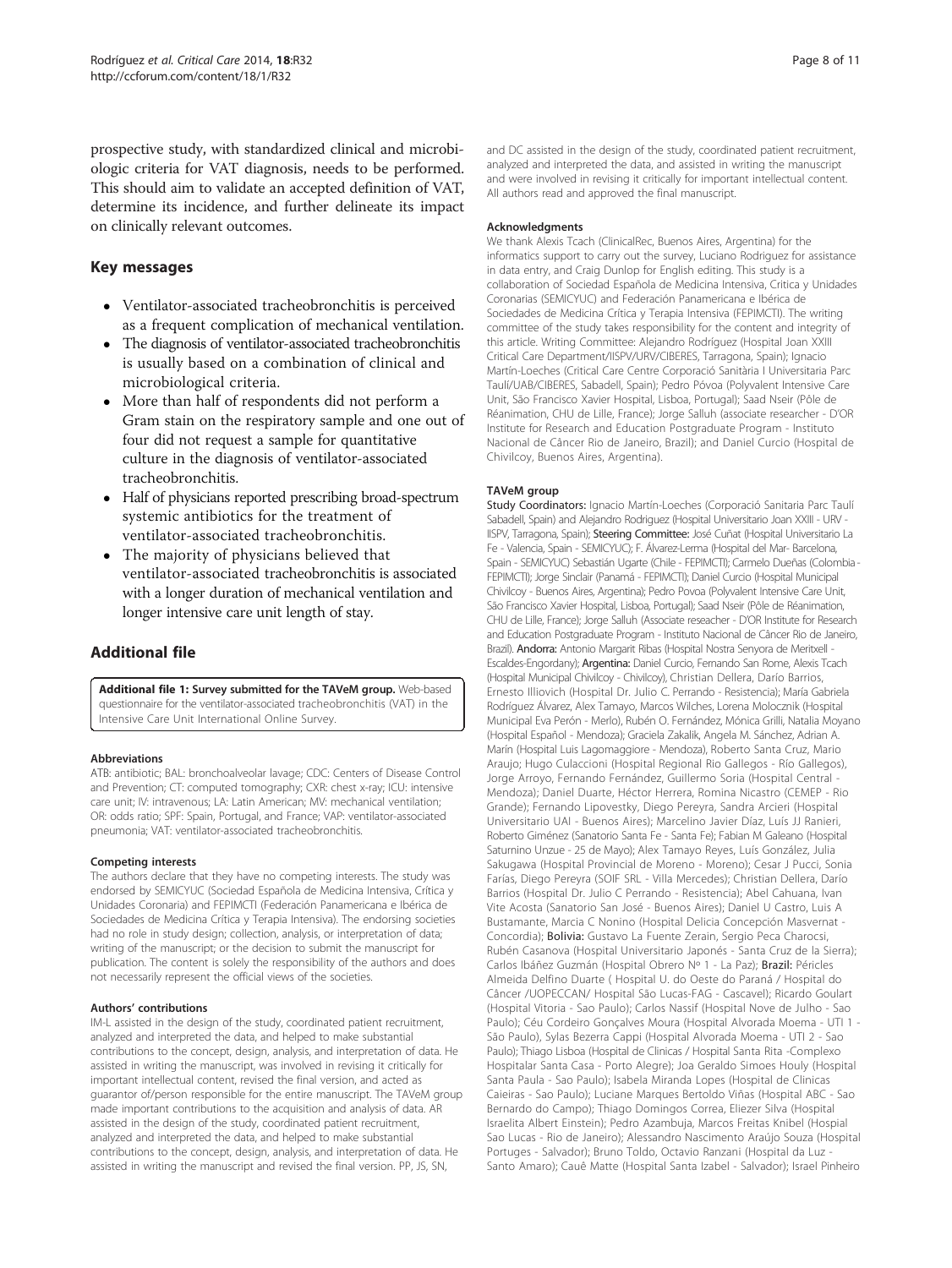prospective study, with standardized clinical and microbiologic criteria for VAT diagnosis, needs to be performed. This should aim to validate an accepted definition of VAT, determine its incidence, and further delineate its impact on clinically relevant outcomes.

## Key messages

- Ventilator-associated tracheobronchitis is perceived as a frequent complication of mechanical ventilation.
- The diagnosis of ventilator-associated tracheobronchitis is usually based on a combination of clinical and microbiological criteria.
- More than half of respondents did not perform a Gram stain on the respiratory sample and one out of four did not request a sample for quantitative culture in the diagnosis of ventilator-associated tracheobronchitis.
- Half of physicians reported prescribing broad-spectrum systemic antibiotics for the treatment of ventilator-associated tracheobronchitis.
- The majority of physicians believed that ventilator-associated tracheobronchitis is associated with a longer duration of mechanical ventilation and longer intensive care unit length of stay.

## Additional file

**Additional file 1: Survey submitted for the TAVeM group.** Web-based questionnaire for the ventilator-associated tracheobronchitis (VAT) in the Intensive Care Unit International Online Survey.

#### Abbreviations

ATB: antibiotic; BAL: bronchoalveolar lavage; CDC: Centers of Disease Control and Prevention; CT: computed tomography; CXR: chest x-ray; ICU: intensive care unit; IV: intravenous; LA: Latin American; MV: mechanical ventilation; OR: odds ratio; SPF: Spain, Portugal, and France; VAP: ventilator-associated pneumonia; VAT: ventilator-associated tracheobronchitis.

#### Competing interests

The authors declare that they have no competing interests. The study was endorsed by SEMICYUC (Sociedad Española de Medicina Intensiva, Crítica y Unidades Coronaria) and FEPIMCTI (Federación Panamericana e Ibérica de Sociedades de Medicina Crítica y Terapia Intensiva). The endorsing societies had no role in study design; collection, analysis, or interpretation of data; writing of the manuscript; or the decision to submit the manuscript for publication. The content is solely the responsibility of the authors and does not necessarily represent the official views of the societies.

#### Authors' contributions

IM-L assisted in the design of the study, coordinated patient recruitment, analyzed and interpreted the data, and helped to make substantial contributions to the concept, design, analysis, and interpretation of data. He assisted in writing the manuscript, was involved in revising it critically for important intellectual content, revised the final version, and acted as guarantor of/person responsible for the entire manuscript. The TAVeM group made important contributions to the acquisition and analysis of data. AR assisted in the design of the study, coordinated patient recruitment, analyzed and interpreted the data, and helped to make substantial contributions to the concept, design, analysis, and interpretation of data. He assisted in writing the manuscript and revised the final version. PP, JS, SN, and DC assisted in the design of the study, coordinated patient recruitment, analyzed and interpreted the data, and assisted in writing the manuscript and were involved in revising it critically for important intellectual content. All authors read and approved the final manuscript.

#### Acknowledgments

We thank Alexis Tcach (ClinicalRec, Buenos Aires, Argentina) for the informatics support to carry out the survey, Luciano Rodriguez for assistance in data entry, and Craig Dunlop for English editing. This study is a collaboration of Sociedad Española de Medicina Intensiva, Critica y Unidades Coronarias (SEMICYUC) and Federación Panamericana e Ibérica de Sociedades de Medicina Crítica y Terapia Intensiva (FEPIMCTI). The writing committee of the study takes responsibility for the content and integrity of this article. Writing Committee: Alejandro Rodríguez (Hospital Joan XXIII Critical Care Department/IISPV/URV/CIBERES, Tarragona, Spain); Ignacio Martín-Loeches (Critical Care Centre Corporació Sanitària I Universitaria Parc Taulí/UAB/CIBERES, Sabadell, Spain); Pedro Póvoa (Polyvalent Intensive Care Unit, São Francisco Xavier Hospital, Lisboa, Portugal); Saad Nseir (Pôle de Réanimation, CHU de Lille, France); Jorge Salluh (associate researcher - D'OR Institute for Research and Education Postgraduate Program - Instituto Nacional de Câncer Rio de Janeiro, Brazil); and Daniel Curcio (Hospital de Chivilcoy, Buenos Aires, Argentina).

#### TAVeM group

**Study Coordinators:** Ignacio Martín-Loeches (Corporació Sanitaria Parc Taulí Sabadell, Spain) and Alejandro Rodriguez (Hospital Universitario Joan XXIII - URV - IISPV, Tarragona, Spain); **Steering Committee:** José Cuñat (Hospital Universitario La Fe - Valencia, Spain - SEMICYUC); F. Álvarez-Lerma (Hospital del Mar- Barcelona, Spain - SEMICYUC) Sebastián Ugarte (Chile - FEPIMCTI); Carmelo Dueñas (Colombia - FEPIMCTI); Jorge Sinclair (Panamá - FEPIMCTI); Daniel Curcio (Hospital Municipal Chivilcoy - Buenos Aires, Argentina); Pedro Povoa (Polyvalent Intensive Care Unit, São Francisco Xavier Hospital, Lisboa, Portugal); Saad Nseir (Pôle de Réanimation, CHU de Lille, France); Jorge Salluh (Associate reseacher - D'OR Institute for Research and Education Postgraduate Program - Instituto Nacional de Câncer Rio de Janeiro, Brazil). **Andorra:** Antonio Margarit Ribas (Hospital Nostra Senyora de Meritxell - Escaldes-Engordany); **Argentina:** Daniel Curcio, Fernando San Rome, Alexis Tcach (Hospital Municipal Chivilcoy - Chivilcoy), Christian Dellera, Darío Barrios, Ernesto Illiovich (Hospital Dr. Julio C. Perrando - Resistencia); María Gabriela Rodríguez Álvarez, Alex Tamayo, Marcos Wilches, Lorena Molocznik (Hospital Municipal Eva Perón - Merlo), Rubén O. Fernández, Mónica Grilli, Natalia Moyano (Hospital Español - Mendoza); Graciela Zakalik, Angela M. Sánchez, Adrian A. Marín (Hospital Luis Lagomaggiore - Mendoza), Roberto Santa Cruz, Mario Araujo; Hugo Culaccioni (Hospital Regional Rio Gallegos - Río Gallegos), Jorge Arroyo, Fernando Fernández, Guillermo Soria (Hospital Central - Mendoza); Daniel Duarte, Héctor Herrera, Romina Nicastro (CEMEP - Rio Grande); Fernando Lipovestky, Diego Pereyra, Sandra Arcieri (Hospital Universitario UAI - Buenos Aires); Marcelino Javier Díaz, Luís JJ Ranieri, Roberto Giménez (Sanatorio Santa Fe - Santa Fe); Fabian M Galeano (Hospital Saturnino Unzue - 25 de Mayo); Alex Tamayo Reyes, Luís González, Julia Sakugawa (Hospital Provincial de Moreno - Moreno); Cesar J Pucci, Sonia Farías, Diego Pereyra (SOIF SRL - Villa Mercedes); Christian Dellera, Darío Barrios (Hospital Dr. Julio C Perrando - Resistencia); Abel Cahuana, Ivan Vite Acosta (Sanatorio San José - Buenos Aires); Daniel U Castro, Luis A Bustamante, Marcia C Nonino (Hospital Delicia Concepción Masvernat - Concordia); **Bolivia:** Gustavo La Fuente Zerain, Sergio Peca Charocsi, Rubén Casanova (Hospital Universitario Japonés - Santa Cruz de la Sierra); Carlos Ibáñez Guzmán (Hospital Obrero Nº 1 - La Paz); **Brazil:** Péricles Almeida Delfino Duarte ( Hospital U. do Oeste do Paraná / Hospital do Câncer /UOPECCAN/ Hospital São Lucas-FAG - Cascavel); Ricardo Goulart (Hospital Vitoria - Sao Paulo); Carlos Nassif (Hospital Nove de Julho - Sao Paulo); Céu Cordeiro Gonçalves Moura (Hospital Alvorada Moema - UTI 1 - São Paulo), Sylas Bezerra Cappi (Hospital Alvorada Moema - UTI 2 - Sao Paulo); Thiago Lisboa (Hospital de Clinicas / Hospital Santa Rita -Complexo Hospitalar Santa Casa - Porto Alegre); Joa Geraldo Simoes Houly (Hospital Santa Paula - Sao Paulo); Isabela Miranda Lopes (Hospital de Clinicas Caieiras - Sao Paulo); Luciane Marques Bertoldo Viñas (Hospital ABC - Sao Bernardo do Campo); Thiago Domingos Correa, Eliezer Silva (Hospital Israelita Albert Einstein); Pedro Azambuja, Marcos Freitas Knibel (Hospial Sao Lucas - Rio de Janeiro); Alessandro Nascimento Araújo Souza (Hospital Portuges - Salvador); Bruno Toldo, Octavio Ranzani (Hospital da Luz - Santo Amaro); Cauê Matte (Hospital Santa Izabel - Salvador); Israel Pinheiro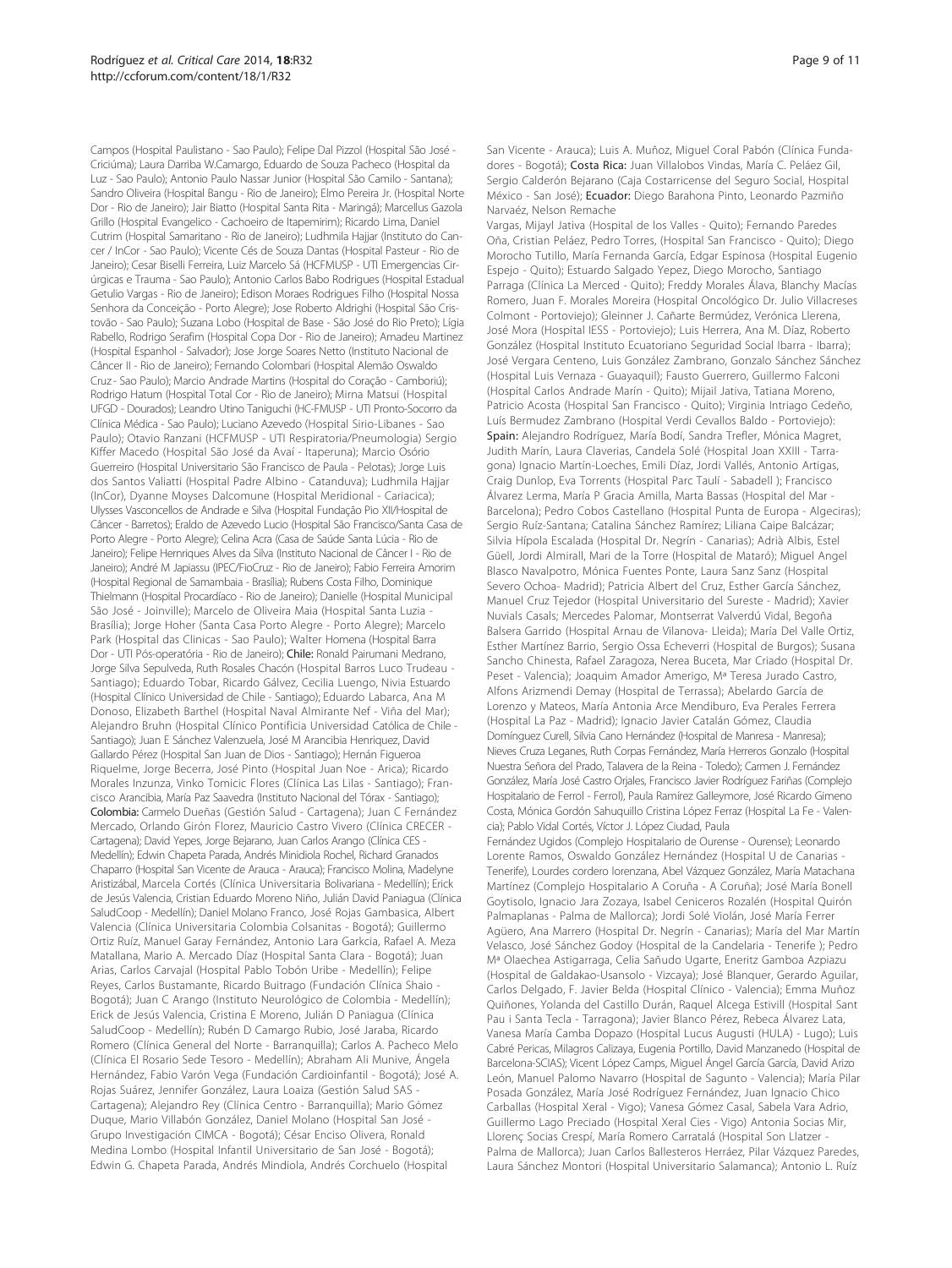Campos (Hospital Paulistano - Sao Paulo); Felipe Dal Pizzol (Hospital São José - Criciúma); Laura Darriba W.Camargo, Eduardo de Souza Pacheco (Hospital da Luz - Sao Paulo); Antonio Paulo Nassar Junior (Hospital São Camilo - Santana); Sandro Oliveira (Hospital Bangu - Rio de Janeiro); Elmo Pereira Jr. (Hospital Norte Dor - Rio de Janeiro); Jair Biatto (Hospital Santa Rita - Maringá); Marcellus Gazola Grillo (Hospital Evangelico - Cachoeiro de Itapemirim); Ricardo Lima, Daniel Cutrim (Hospital Samaritano - Rio de Janeiro); Ludhmila Hajjar (Instituto do Cancer / InCor - Sao Paulo); Vicente Cés de Souza Dantas (Hospital Pasteur - Rio de Janeiro); Cesar Biselli Ferreira, Luiz Marcelo Sá (HCFMUSP - UTI Emergencias Cirúrgicas e Trauma - Sao Paulo); Antonio Carlos Babo Rodrigues (Hospital Estadual Getulio Vargas - Rio de Janeiro); Edison Moraes Rodrigues Filho (Hospital Nossa Senhora da Conceição - Porto Alegre); Jose Roberto Aldrighi (Hospital São Cristovão - Sao Paulo); Suzana Lobo (Hospital de Base - São José do Rio Preto); Lígia Rabello, Rodrigo Serafim (Hospital Copa Dor - Rio de Janeiro); Amadeu Martinez (Hospital Espanhol - Salvador); Jose Jorge Soares Netto (Instituto Nacional de Câncer II - Rio de Janeiro); Fernando Colombari (Hospital Alemão Oswaldo Cruz - Sao Paulo); Marcio Andrade Martins (Hospital do Coração - Camboriú); Rodrigo Hatum (Hospital Total Cor - Rio de Janeiro); Mirna Matsui (Hospital UFGD - Dourados); Leandro Utino Taniguchi (HC-FMUSP - UTI Pronto-Socorro da Clínica Médica - Sao Paulo); Luciano Azevedo (Hospital Sirio-Libanes - Sao Paulo); Otavio Ranzani (HCFMUSP - UTI Respiratoria/Pneumologia) Sergio Kiffer Macedo (Hospital São José da Avaí - Itaperuna); Marcio Osório Guerreiro (Hospital Universitario São Francisco de Paula - Pelotas); Jorge Luis dos Santos Valiatti (Hospital Padre Albino - Catanduva); Ludhmila Hajjar (InCor), Dyanne Moyses Dalcomune (Hospital Meridional - Cariacica); Ulysses Vasconcellos de Andrade e Silva (Hospital Fundação Pio XII/Hospital de Câncer - Barretos); Eraldo de Azevedo Lucio (Hospital São Francisco/Santa Casa de Porto Alegre - Porto Alegre); Celina Acra (Casa de Saúde Santa Lúcia - Rio de Janeiro); Felipe Henrriques Alves da Silva (Instituto Nacional de Câncer I - Rio de Janeiro); André M Japiassu (IPEC/FioCruz - Rio de Janeiro); Fabio Ferreira Amorim (Hospital Regional de Samambaia - Brasília); Rubens Costa Filho, Dominique Thielmann (Hospital Procardíaco - Rio de Janeiro); Danielle (Hospital Municipal São José - Joinville); Marcelo de Oliveira Maia (Hospital Santa Luzia - Brasília); Jorge Hoher (Santa Casa Porto Alegre - Porto Alegre); Marcelo Park (Hospital das Clinicas - Sao Paulo); Walter Homena (Hospital Barra Dor - UTI Pós-operatória - Rio de Janeiro); **Chile:** Ronald Pairumani Medrano, Jorge Silva Sepulveda, Ruth Rosales Chacón (Hospital Barros Luco Trudeau - Santiago); Eduardo Tobar, Ricardo Gálvez, Cecilia Luengo, Nivia Estuardo (Hospital Clínico Universidad de Chile - Santiago); Eduardo Labarca, Ana M Donoso, Elizabeth Barthel (Hospital Naval Almirante Nef - Viña del Mar); Alejandro Bruhn (Hospital Clínico Pontificia Universidad Católica de Chile - Santiago); Juan E Sánchez Valenzuela, José M Arancibia Henriquez, David Gallardo Pérez (Hospital San Juan de Dios - Santiago); Hernán Figueroa Riquelme, Jorge Becerra, José Pinto (Hospital Juan Noe - Arica); Ricardo Morales Inzunza, Vinko Tomicic Flores (Clínica Las Lilas - Santiago); Francisco Arancibia, María Paz Saavedra (Instituto Nacional del Tórax - Santiago); **Colombia:** Carmelo Dueñas (Gestión Salud - Cartagena); Juan C Fernández Mercado, Orlando Girón Florez, Mauricio Castro Vivero (Clínica CRECER - Cartagena); David Yepes, Jorge Bejarano, Juan Carlos Arango (Clínica CES - Medellín); Edwin Chapeta Parada, Andrés Minidiola Rochel, Richard Granados Chaparro (Hospital San Vicente de Arauca - Arauca); Francisco Molina, Madelyne Aristizábal, Marcela Cortés (Clínica Universitaria Bolivariana - Medellín); Erick de Jesús Valencia, Cristian Eduardo Moreno Niño, Julián David Paniagua (Clínica SaludCoop - Medellín); Daniel Molano Franco, José Rojas Gambasica, Albert Valencia (Clínica Universitaria Colombia Colsanitas - Bogotá); Guillermo Ortiz Ruíz, Manuel Garay Fernández, Antonio Lara Garkcia, Rafael A. Meza Matallana, Mario A. Mercado Díaz (Hospital Santa Clara - Bogotá); Juan Arias, Carlos Carvajal (Hospital Pablo Tobón Uribe - Medellín); Felipe Reyes, Carlos Bustamante, Ricardo Buitrago (Fundación Clínica Shaio - Bogotá); Juan C Arango (Instituto Neurológico de Colombia - Medellín); Erick de Jesús Valencia, Cristina E Moreno, Julián D Paniagua (Clínica SaludCoop - Medellín); Rubén D Camargo Rubio, José Jaraba, Ricardo Romero (Clínica General del Norte - Barranquilla); Carlos A. Pacheco Melo (Clínica El Rosario Sede Tesoro - Medellín); Abraham Ali Munive, Ángela Hernández, Fabio Varón Vega (Fundación Cardioinfantil - Bogotá); José A. Rojas Suárez, Jennifer González, Laura Loaiza (Gestión Salud SAS - Cartagena); Alejandro Rey (Clínica Centro - Barranquilla); Mario Gómez Duque, Mario Villabón González, Daniel Molano (Hospital San José - Grupo Investigación CIMCA - Bogotá); César Enciso Olivera, Ronald Medina Lombo (Hospital Infantil Universitario de San José - Bogotá); Edwin G. Chapeta Parada, Andrés Mindiola, Andrés Corchuelo (Hospital San Vicente - Arauca); Luis A. Muñoz, Miguel Coral Pabón (Clínica Fundadores - Bogotá); **Costa Rica:** Juan Villalobos Vindas, María C. Peláez Gil, Sergio Calderón Bejarano (Caja Costarricense del Seguro Social, Hospital México - San José); **Ecuador:** Diego Barahona Pinto, Leonardo Pazmiño Narvaéz, Nelson Remache

Vargas, Mijayl Jativa (Hospital de los Valles - Quito); Fernando Paredes Oña, Cristian Peláez, Pedro Torres, (Hospital San Francisco - Quito); Diego Morocho Tutillo, María Fernanda García, Edgar Espinosa (Hospital Eugenio Espejo - Quito); Estuardo Salgado Yepez, Diego Morocho, Santiago Parraga (Clínica La Merced - Quito); Freddy Morales Álava, Blanchy Macías Romero, Juan F. Morales Moreira (Hospital Oncológico Dr. Julio Villacreses Colmont - Portoviejo); Gleinner J. Cañarte Bermúdez, Verónica Llerena, José Mora (Hospital IESS - Portoviejo); Luis Herrera, Ana M. Díaz, Roberto González (Hospital Instituto Ecuatoriano Seguridad Social Ibarra - Ibarra); José Vergara Centeno, Luis González Zambrano, Gonzalo Sánchez Sánchez (Hospital Luis Vernaza - Guayaquil); Fausto Guerrero, Guillermo Falconi (Hospital Carlos Andrade Marín - Quito); Mijail Jativa, Tatiana Moreno, Patricio Acosta (Hospital San Francisco - Quito); Virginia Intriago Cedeño, Luís Bermudez Zambrano (Hospital Verdi Cevallos Baldo - Portoviejo): **Spain:** Alejandro Rodríguez, María Bodí, Sandra Trefler, Mónica Magret, Judith Marín, Laura Claverias, Candela Solé (Hospital Joan XXIII - Tarragona) Ignacio Martín-Loeches, Emili Díaz, Jordi Vallés, Antonio Artigas, Craig Dunlop, Eva Torrents (Hospital Parc Taulí - Sabadell ); Francisco Álvarez Lerma, María P Gracia Amilla, Marta Bassas (Hospital del Mar - Barcelona); Pedro Cobos Castellano (Hospital Punta de Europa - Algeciras); Sergio Ruíz-Santana; Catalina Sánchez Ramírez; Liliana Caipe Balcázar; Silvia Hípola Escalada (Hospital Dr. Negrín - Canarias); Adrià Albis, Estel Güell, Jordi Almirall, Mari de la Torre (Hospital de Mataró); Miguel Angel Blasco Navalpotro, Mónica Fuentes Ponte, Laura Sanz Sanz (Hospital Severo Ochoa- Madrid); Patricia Albert del Cruz, Esther García Sánchez, Manuel Cruz Tejedor (Hospital Universitario del Sureste - Madrid); Xavier Nuvials Casals; Mercedes Palomar, Montserrat Valverdú Vidal, Begoña Balsera Garrido (Hospital Arnau de Vilanova- Lleida); María Del Valle Ortiz, Esther Martínez Barrio, Sergio Ossa Echeverri (Hospital de Burgos); Susana Sancho Chinesta, Rafael Zaragoza, Nerea Buceta, Mar Criado (Hospital Dr. Peset - Valencia); Joaquim Amador Amerigo, Mª Teresa Jurado Castro, Alfons Arizmendi Demay (Hospital de Terrassa); Abelardo García de Lorenzo y Mateos, María Antonia Arce Mendiburo, Eva Perales Ferrera (Hospital La Paz - Madrid); Ignacio Javier Catalán Gómez, Claudia Domínguez Curell, Silvia Cano Hernández (Hospital de Manresa - Manresa); Nieves Cruza Leganes, Ruth Corpas Fernández, María Herreros Gonzalo (Hospital Nuestra Señora del Prado, Talavera de la Reina - Toledo); Carmen J. Fernández González, María José Castro Orjales, Francisco Javier Rodríguez Fariñas (Complejo Hospitalario de Ferrol - Ferrol), Paula Ramírez Galleymore, José Ricardo Gimeno Costa, Mónica Gordón Sahuquillo Cristina López Ferraz (Hospital La Fe - Valencia); Pablo Vidal Cortés, Víctor J. López Ciudad, Paula

Fernández Ugidos (Complejo Hospitalario de Ourense - Ourense); Leonardo Lorente Ramos, Oswaldo González Hernández (Hospital U de Canarias - Tenerife), Lourdes cordero lorenzana, Abel Vázquez González, María Matachana Martínez (Complejo Hospitalario A Coruña - A Coruña); José María Bonell Goytisolo, Ignacio Jara Zozaya, Isabel Ceniceros Rozalén (Hospital Quirón Palmaplanas - Palma de Mallorca); Jordi Solé Violán, José María Ferrer Agüero, Ana Marrero (Hospital Dr. Negrín - Canarias); María del Mar Martín Velasco, José Sánchez Godoy (Hospital de la Candelaria - Tenerife ); Pedro Mª Olaechea Astigarraga, Celia Sañudo Ugarte, Eneritz Gamboa Azpiazu (Hospital de Galdakao-Usansolo - Vizcaya); José Blanquer, Gerardo Aguilar, Carlos Delgado, F. Javier Belda (Hospital Clínico - Valencia); Emma Muñoz Quiñones, Yolanda del Castillo Durán, Raquel Alcega Estivill (Hospital Sant Pau i Santa Tecla - Tarragona); Javier Blanco Pérez, Rebeca Álvarez Lata, Vanesa María Camba Dopazo (Hospital Lucus Augusti (HULA) - Lugo); Luis Cabré Pericas, Milagros Calizaya, Eugenia Portillo, David Manzanedo (Hospital de Barcelona-SCIAS); Vicent López Camps, Miguel Ángel García García, David Arizo León, Manuel Palomo Navarro (Hospital de Sagunto - Valencia); María Pilar Posada González, María José Rodríguez Fernández, Juan Ignacio Chico Carballas (Hospital Xeral - Vigo); Vanesa Gómez Casal, Sabela Vara Adrio, Guillermo Lago Preciado (Hospital Xeral Cies - Vigo) Antonia Socias Mir, Llorenç Socias Crespí, María Romero Carratalá (Hospital Son Llatzer - Palma de Mallorca); Juan Carlos Ballesteros Herráez, Pilar Vázquez Paredes, Laura Sánchez Montori (Hospital Universitario Salamanca); Antonio L. Ruíz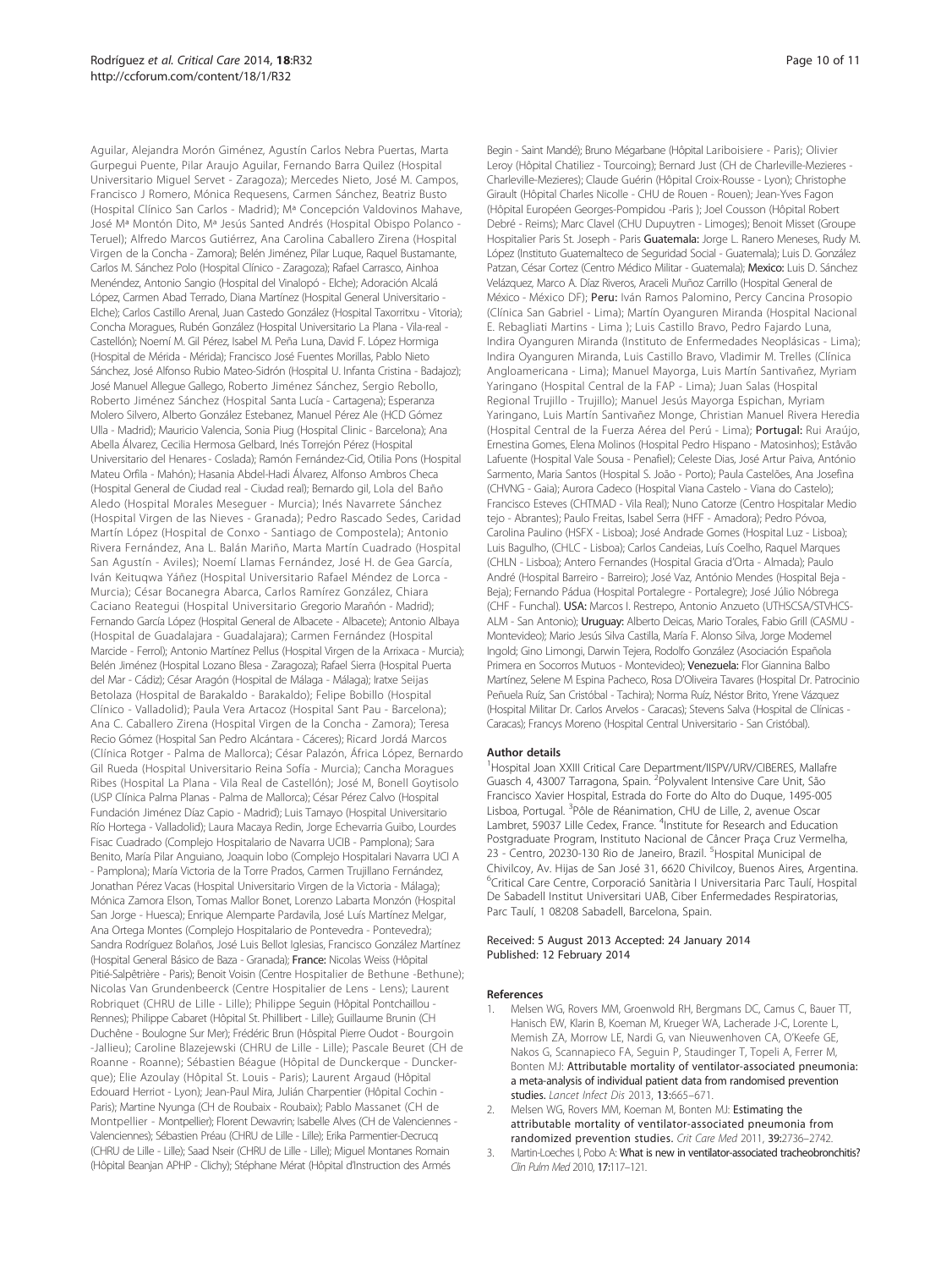Aguilar, Alejandra Morón Giménez, Agustín Carlos Nebra Puertas, Marta Gurpegui Puente, Pilar Araujo Aguilar, Fernando Barra Quilez (Hospital Universitario Miguel Servet - Zaragoza); Mercedes Nieto, José M. Campos, Francisco J Romero, Mónica Requesens, Carmen Sánchez, Beatriz Busto (Hospital Clínico San Carlos - Madrid); Mª Concepción Valdovinos Mahave, José Mª Montón Dito, Mª Jesús Santed Andrés (Hospital Obispo Polanco - Teruel); Alfredo Marcos Gutiérrez, Ana Carolina Caballero Zirena (Hospital Virgen de la Concha - Zamora); Belén Jiménez, Pilar Luque, Raquel Bustamante, Carlos M. Sánchez Polo (Hospital Clínico - Zaragoza); Rafael Carrasco, Ainhoa Menéndez, Antonio Sangio (Hospital del Vinalopó - Elche); Adoración Alcalá López, Carmen Abad Terrado, Diana Martínez (Hospital General Universitario - Elche); Carlos Castillo Arenal, Juan Castedo González (Hospital Taxorritxu - Vitoria); Concha Moragues, Rubén González (Hospital Universitario La Plana - Vila-real - Castellón); Noemí M. Gil Pérez, Isabel M. Peña Luna, David F. López Hormiga (Hospital de Mérida - Mérida); Francisco José Fuentes Morillas, Pablo Nieto Sánchez, José Alfonso Rubio Mateo-Sidrón (Hospital U. Infanta Cristina - Badajoz); José Manuel Allegue Gallego, Roberto Jiménez Sánchez, Sergio Rebollo, Roberto Jiménez Sánchez (Hospital Santa Lucía - Cartagena); Esperanza Molero Silvero, Alberto González Estebanez, Manuel Pérez Ale (HCD Gómez Ulla - Madrid); Mauricio Valencia, Sonia Piug (Hospital Clinic - Barcelona); Ana Abella Álvarez, Cecilia Hermosa Gelbard, Inés Torrejón Pérez (Hospital Universitario del Henares - Coslada); Ramón Fernández-Cid, Otilia Pons (Hospital Mateu Orfila - Mahón); Hasania Abdel-Hadi Álvarez, Alfonso Ambros Checa (Hospital General de Ciudad real - Ciudad real); Bernardo gil, Lola del Baño Aledo (Hospital Morales Meseguer - Murcia); Inés Navarrete Sánchez (Hospital Virgen de las Nieves - Granada); Pedro Rascado Sedes, Caridad Martín López (Hospital de Conxo - Santiago de Compostela); Antonio Rivera Fernández, Ana L. Balán Mariño, Marta Martín Cuadrado (Hospital San Agustín - Aviles); Noemí Llamas Fernández, José H. de Gea García, Iván Keituqwa Yáñez (Hospital Universitario Rafael Méndez de Lorca - Murcia); César Bocanegra Abarca, Carlos Ramírez González, Chiara Caciano Reategui (Hospital Universitario Gregorio Marañón - Madrid); Fernando García López (Hospital General de Albacete - Albacete); Antonio Albaya (Hospital de Guadalajara - Guadalajara); Carmen Fernández (Hospital Marcide - Ferrol); Antonio Martínez Pellus (Hospital Virgen de la Arrixaca - Murcia); Belén Jiménez (Hospital Lozano Blesa - Zaragoza); Rafael Sierra (Hospital Puerta del Mar - Cádiz); César Aragón (Hospital de Málaga - Málaga); Iratxe Seijas Betolaza (Hospital de Barakaldo - Barakaldo); Felipe Bobillo (Hospital Clínico - Valladolid); Paula Vera Artacoz (Hospital Sant Pau - Barcelona); Ana C. Caballero Zirena (Hospital Virgen de la Concha - Zamora); Teresa Recio Gómez (Hospital San Pedro Alcántara - Cáceres); Ricard Jordá Marcos (Clínica Rotger - Palma de Mallorca); César Palazón, África López, Bernardo Gil Rueda (Hospital Universitario Reina Sofía - Murcia); Cancha Moragues Ribes (Hospital La Plana - Vila Real de Castellón); José M, Bonell Goytisolo (USP Clínica Palma Planas - Palma de Mallorca); César Pérez Calvo (Hospital Fundación Jiménez Díaz Capio - Madrid); Luis Tamayo (Hospital Universitario Río Hortega - Valladolid); Laura Macaya Redin, Jorge Echevarria Guibo, Lourdes Fisac Cuadrado (Complejo Hospitalario de Navarra UCIB - Pamplona); Sara Benito, María Pilar Anguiano, Joaquin lobo (Complejo Hospitalari Navarra UCI A - Pamplona); María Victoria de la Torre Prados, Carmen Trujillano Fernández, Jonathan Pérez Vacas (Hospital Universitario Virgen de la Victoria - Málaga); Mónica Zamora Elson, Tomas Mallor Bonet, Lorenzo Labarta Monzón (Hospital San Jorge - Huesca); Enrique Alemparte Pardavila, José Luís Martínez Melgar, Ana Ortega Montes (Complejo Hospitalario de Pontevedra - Pontevedra); Sandra Rodríguez Bolaños, José Luis Bellot Iglesias, Francisco González Martínez (Hospital General Básico de Baza - Granada); **France:** Nicolas Weiss (Hôpital Pitié-Salpêtrière - Paris); Benoit Voisin (Centre Hospitalier de Bethune -Bethune); Nicolas Van Grundenbeerck (Centre Hospitalier de Lens - Lens); Laurent Robriquet (CHRU de Lille - Lille); Philippe Seguin (Hôpital Pontchaillou - Rennes); Philippe Cabaret (Hôpital St. Phillibert - Lille); Guillaume Brunin (CH Duchêne - Boulogne Sur Mer); Frédéric Brun (Hôspital Pierre Oudot - Bourgoin -Jallieu); Caroline Blazejewski (CHRU de Lille - Lille); Pascale Beuret (CH de Roanne - Roanne); Sébastien Béague (Hôpital de Dunckerque - Dunckerque); Elie Azoulay (Hôpital St. Louis - Paris); Laurent Argaud (Hôpital Edouard Herriot - Lyon); Jean-Paul Mira, Julián Charpentier (Hôpital Cochin - Paris); Martine Nyunga (CH de Roubaix - Roubaix); Pablo Massanet (CH de Montpellier - Montpellier); Florent Dewavrin; Isabelle Alves (CH de Valenciennes - Valenciennes); Sébastien Préau (CHRU de Lille - Lille); Erika Parmentier-Decrucq (CHRU de Lille - Lille); Saad Nseir (CHRU de Lille - Lille); Miguel Montanes Romain (Hôpital Beanjan APHP - Clichy); Stéphane Mérat (Hôpital d'Instruction des Armés Begin - Saint Mandé); Bruno Mégarbane (Hôpital Lariboisiere - Paris); Olivier Leroy (Hôpital Chatiliez - Tourcoing); Bernard Just (CH de Charleville-Mezieres - Charleville-Mezieres); Claude Guérin (Hôpital Croix-Rousse - Lyon); Christophe Girault (Hôpital Charles Nicolle - CHU de Rouen - Rouen); Jean-Yves Fagon (Hôpital Européen Georges-Pompidou -Paris ); Joel Cousson (Hôpital Robert Debré - Reims); Marc Clavel (CHU Dupuytren - Limoges); Benoit Misset (Groupe Hospitalier Paris St. Joseph - Paris **Guatemala:** Jorge L. Ranero Meneses, Rudy M. López (Instituto Guatemalteco de Seguridad Social - Guatemala); Luis D. González Patzan, César Cortez (Centro Médico Militar - Guatemala); **Mexico:** Luis D. Sánchez Velázquez, Marco A. Díaz Riveros, Araceli Muñoz Carrillo (Hospital General de México - México DF); **Peru:** Iván Ramos Palomino, Percy Cancina Prosopio (Clínica San Gabriel - Lima); Martín Oyanguren Miranda (Hospital Nacional E. Rebagliati Martins - Lima ); Luis Castillo Bravo, Pedro Fajardo Luna, Indira Oyanguren Miranda (Instituto de Enfermedades Neoplásicas - Lima); Indira Oyanguren Miranda, Luis Castillo Bravo, Vladimir M. Trelles (Clínica Angloamericana - Lima); Manuel Mayorga, Luis Martín Santivañez, Myriam Yaringano (Hospital Central de la FAP - Lima); Juan Salas (Hospital Regional Trujillo - Trujillo); Manuel Jesús Mayorga Espichan, Myriam Yaringano, Luis Martín Santivañez Monge, Christian Manuel Rivera Heredia (Hospital Central de la Fuerza Aérea del Perú - Lima); **Portugal:** Rui Araújo, Ernestina Gomes, Elena Molinos (Hospital Pedro Hispano - Matosinhos); Estâvão Lafuente (Hospital Vale Sousa - Penafiel); Celeste Dias, José Artur Paiva, António Sarmento, Maria Santos (Hospital S. João - Porto); Paula Castelões, Ana Josefina (CHVNG - Gaia); Aurora Cadeco (Hospital Viana Castelo - Viana do Castelo); Francisco Esteves (CHTMAD - Vila Real); Nuno Catorze (Centro Hospitalar Medio tejo - Abrantes); Paulo Freitas, Isabel Serra (HFF - Amadora); Pedro Póvoa, Carolina Paulino (HSFX - Lisboa); José Andrade Gomes (Hospital Luz - Lisboa); Luis Bagulho, (CHLC - Lisboa); Carlos Candeias, Luís Coelho, Raquel Marques (CHLN - Lisboa); Antero Fernandes (Hospital Gracia d'Orta - Almada); Paulo André (Hospital Barreiro - Barreiro); José Vaz, António Mendes (Hospital Beja - Beja); Fernando Pádua (Hospital Portalegre - Portalegre); José Júlio Nóbrega (CHF - Funchal). **USA:** Marcos I. Restrepo, Antonio Anzueto (UTHSCSA/STVHCS-ALM - San Antonio); **Uruguay:** Alberto Deicas, Mario Torales, Fabio Grill (CASMU - Montevideo); Mario Jesús Silva Castilla, María F. Alonso Silva, Jorge Modemel Ingold; Gino Limongi, Darwin Tejera, Rodolfo González (Asociación Española Primera en Socorros Mutuos - Montevideo); **Venezuela:** Flor Giannina Balbo Martínez, Selene M Espina Pacheco, Rosa D'Oliveira Tavares (Hospital Dr. Patrocinio Peñuela Ruíz, San Cristóbal - Tachira); Norma Ruíz, Néstor Brito, Yrene Vázquez (Hospital Militar Dr. Carlos Arvelos - Caracas); Stevens Salva (Hospital de Clínicas - Caracas); Francys Moreno (Hospital Central Universitario - San Cristóbal).

## Author details

[1]Hospital Joan XXIII Critical Care Department/IISPV/URV/CIBERES, Mallafre Guasch 4, 43007 Tarragona, Spain. [2]Polyvalent Intensive Care Unit, São Francisco Xavier Hospital, Estrada do Forte do Alto do Duque, 1495-005 Lisboa, Portugal. [3]Pôle de Réanimation, CHU de Lille, 2, avenue Oscar Lambret, 59037 Lille Cedex, France. [4]Institute for Research and Education Postgraduate Program, Instituto Nacional de Câncer Praça Cruz Vermelha, 23 - Centro, 20230-130 Rio de Janeiro, Brazil. [5]Hospital Municipal de Chivilcoy, Av. Hijas de San José 31, 6620 Chivilcoy, Buenos Aires, Argentina. [6]Critical Care Centre, Corporació Sanitària I Universitaria Parc Taulí, Hospital De Sabadell Institut Universitari UAB, Ciber Enfermedades Respiratorias, Parc Taulí, 1 08208 Sabadell, Barcelona, Spain.

Received: 5 August 2013 Accepted: 24 January 2014
Published: 12 February 2014

## References

1. Melsen WG, Rovers MM, Groenwold RH, Bergmans DC, Camus C, Bauer TT, Hanisch EW, Klarin B, Koeman M, Krueger WA, Lacherade J-C, Lorente L, Memish ZA, Morrow LE, Nardi G, van Nieuwenhoven CA, O'Keefe GE, Nakos G, Scannapieco FA, Seguin P, Staudinger T, Topeli A, Ferrer M, Bonten MJ: **Attributable mortality of ventilator-associated pneumonia: a meta-analysis of individual patient data from randomised prevention studies.** *Lancet Infect Dis* 2013, **13**:665–671.
2. Melsen WG, Rovers MM, Koeman M, Bonten MJ: **Estimating the attributable mortality of ventilator-associated pneumonia from randomized prevention studies.** *Crit Care Med* 2011, **39**:2736–2742.
3. Martin-Loeches I, Pobo A: **What is new in ventilator-associated tracheobronchitis?** *Clin Pulm Med* 2010, **17**:117–121.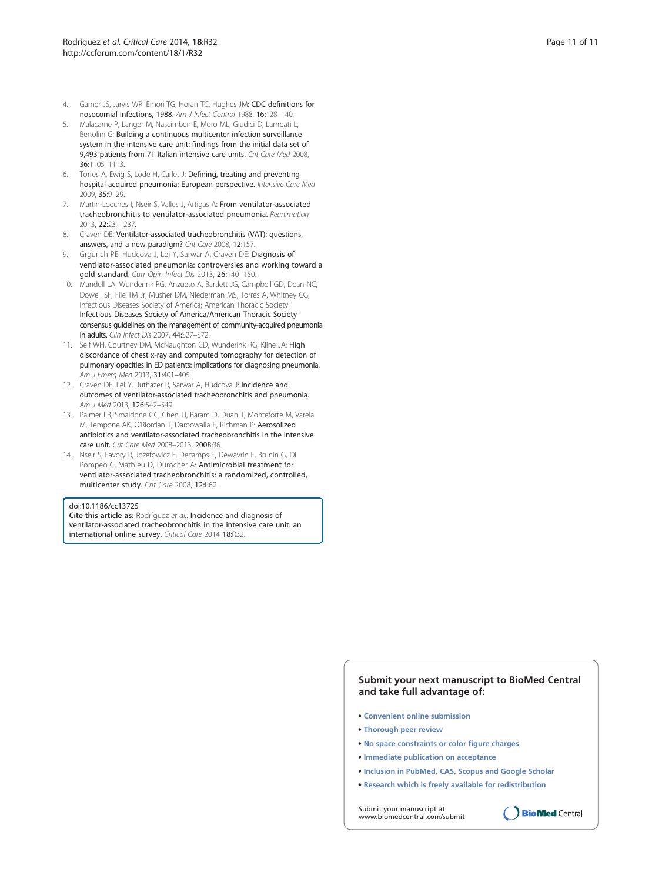4. Garner JS, Jarvis WR, Emori TG, Horan TC, Hughes JM: **CDC definitions for nosocomial infections, 1988.** *Am J Infect Control* 1988, **16:**128–140.
5. Malacarne P, Langer M, Nascimben E, Moro ML, Giudici D, Lampati L, Bertolini G: **Building a continuous multicenter infection surveillance system in the intensive care unit: findings from the initial data set of 9,493 patients from 71 Italian intensive care units.** *Crit Care Med* 2008, **36:**1105–1113.
6. Torres A, Ewig S, Lode H, Carlet J: **Defining, treating and preventing hospital acquired pneumonia: European perspective.** *Intensive Care Med* 2009, **35:**9–29.
7. Martin-Loeches I, Nseir S, Valles J, Artigas A: **From ventilator-associated tracheobronchitis to ventilator-associated pneumonia.** *Reanimation* 2013, **22:**231–237.
8. Craven DE: **Ventilator-associated tracheobronchitis (VAT): questions, answers, and a new paradigm?** *Crit Care* 2008, **12:**157.
9. Grgurich PE, Hudcova J, Lei Y, Sarwar A, Craven DE: **Diagnosis of ventilator-associated pneumonia: controversies and working toward a gold standard.** *Curr Opin Infect Dis* 2013, **26:**140–150.
10. Mandell LA, Wunderink RG, Anzueto A, Bartlett JG, Campbell GD, Dean NC, Dowell SF, File TM Jr, Musher DM, Niederman MS, Torres A, Whitney CG, Infectious Diseases Society of America; American Thoracic Society: **Infectious Diseases Society of America/American Thoracic Society consensus guidelines on the management of community-acquired pneumonia in adults.** *Clin Infect Dis* 2007, **44:**S27–S72.
11. Self WH, Courtney DM, McNaughton CD, Wunderink RG, Kline JA: **High discordance of chest x-ray and computed tomography for detection of pulmonary opacities in ED patients: implications for diagnosing pneumonia.** *Am J Emerg Med* 2013, **31:**401–405.
12. Craven DE, Lei Y, Ruthazer R, Sarwar A, Hudcova J: **Incidence and outcomes of ventilator-associated tracheobronchitis and pneumonia.** *Am J Med* 2013, **126:**542–549.
13. Palmer LB, Smaldone GC, Chen JJ, Baram D, Duan T, Monteforte M, Varela M, Tempone AK, O'Riordan T, Daroowalla F, Richman P: **Aerosolized antibiotics and ventilator-associated tracheobronchitis in the intensive care unit.** *Crit Care Med* 2008–2013, **2008:**36.
14. Nseir S, Favory R, Jozefowicz E, Decamps F, Dewavrin F, Brunin G, Di Pompeo C, Mathieu D, Durocher A: **Antimicrobial treatment for ventilator-associated tracheobronchitis: a randomized, controlled, multicenter study.** *Crit Care* 2008, **12:**R62.

doi:10.1186/cc13725

**Cite this article as:** Rodríguez *et al.*: Incidence and diagnosis of ventilator-associated tracheobronchitis in the intensive care unit: an international online survey. *Critical Care* 2014 **18:**R32.

**Submit your next manuscript to BioMed Central and take full advantage of:**

- **Convenient online submission**
- **Thorough peer review**
- **No space constraints or color figure charges**
- **Immediate publication on acceptance**
- **Inclusion in PubMed, CAS, Scopus and Google Scholar**
- **Research which is freely available for redistribution**

Submit your manuscript at
www.biomedcentral.com/submit

BioMed Central